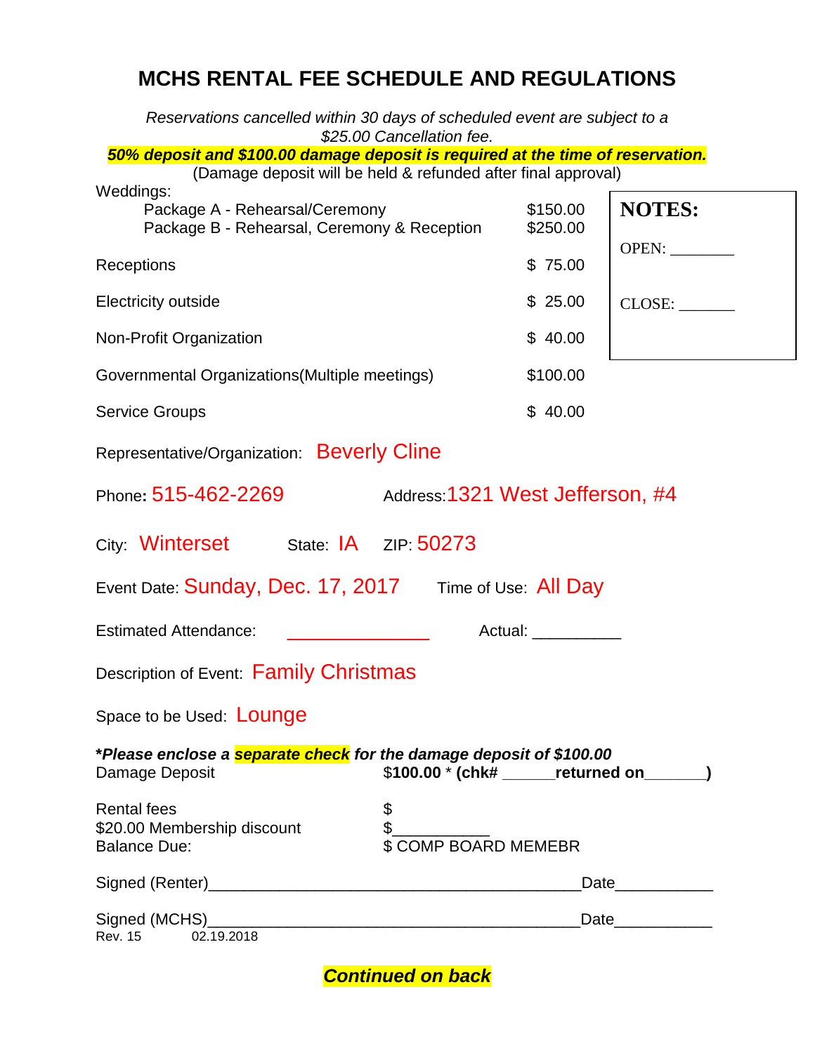# MCHS RENTAL FEE SCHEDULE AND REGULATIONS

*Reservations cancelled within 30 days of scheduled event are subject to a $25.00 Cancellation fee.*

***50% deposit and $100.00 damage deposit is required at the time of reservation.***

(Damage deposit will be held & refunded after final approval)

| | |
|---|---|
| Weddings: | |
| Package A - Rehearsal/Ceremony | $150.00 |
| Package B - Rehearsal, Ceremony & Reception | $250.00 |
| Receptions | $ 75.00 |
| Electricity outside | $ 25.00 |
| Non-Profit Organization | $ 40.00 |
| Governmental Organizations(Multiple meetings) | $100.00 |
| Service Groups | $ 40.00 |

**NOTES:**

OPEN: ________

CLOSE: _______

Representative/Organization: Beverly Cline

Phone**:** 515-462-2269 Address:1321 West Jefferson, #4

City: Winterset State: IA ZIP: 50273

Event Date: Sunday, Dec. 17, 2017 Time of Use: All Day

Estimated Attendance: _______________ Actual: __________

Description of Event: Family Christmas

Space to be Used: Lounge

***Please enclose a separate check for the damage deposit of $100.00***

Damage Deposit $**100.00** * **(chk# ______returned on_______)**

Rental fees $

$20.00 Membership discount $___________

Balance Due: $ COMP BOARD MEMEBR

Signed (Renter)__________________________________________Date___________

Signed (MCHS)__________________________________________Date___________

Rev. 15 02.19.2018

***Continued on back***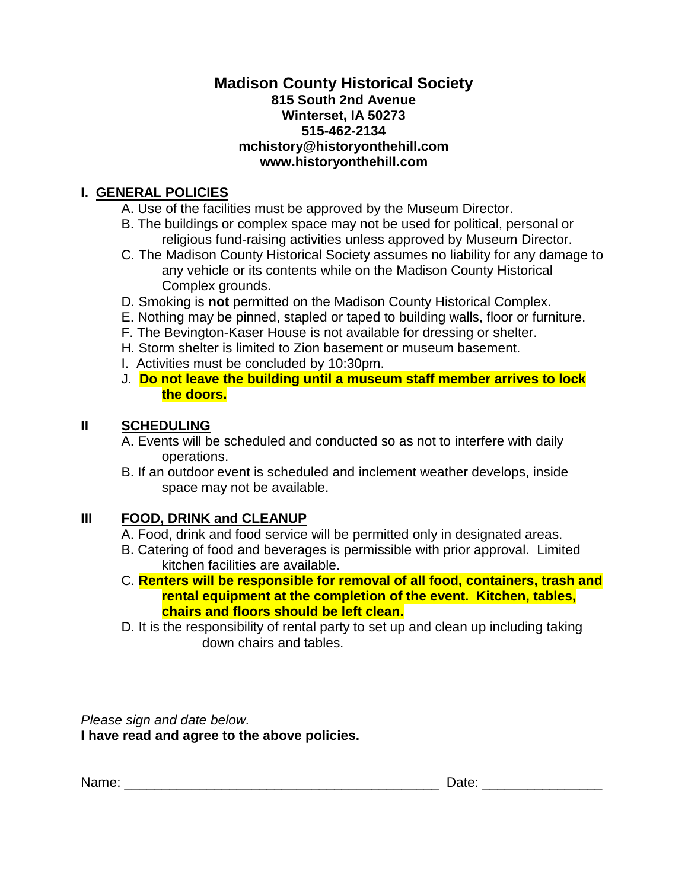**Madison County Historical Society**
**815 South 2nd Avenue**
**Winterset, IA 50273**
**515-462-2134**
**mchistory@historyonthehill.com**
**www.historyonthehill.com**

## I. GENERAL POLICIES

A. Use of the facilities must be approved by the Museum Director.

B. The buildings or complex space may not be used for political, personal or religious fund-raising activities unless approved by Museum Director.

C. The Madison County Historical Society assumes no liability for any damage to any vehicle or its contents while on the Madison County Historical Complex grounds.

D. Smoking is **not** permitted on the Madison County Historical Complex.

E. Nothing may be pinned, stapled or taped to building walls, floor or furniture.

F. The Bevington-Kaser House is not available for dressing or shelter.

H. Storm shelter is limited to Zion basement or museum basement.

I. Activities must be concluded by 10:30pm.

J. **Do not leave the building until a museum staff member arrives to lock the doors.**

## II SCHEDULING

A. Events will be scheduled and conducted so as not to interfere with daily operations.

B. If an outdoor event is scheduled and inclement weather develops, inside space may not be available.

## III FOOD, DRINK and CLEANUP

A. Food, drink and food service will be permitted only in designated areas.

B. Catering of food and beverages is permissible with prior approval. Limited kitchen facilities are available.

C. **Renters will be responsible for removal of all food, containers, trash and rental equipment at the completion of the event. Kitchen, tables, chairs and floors should be left clean.**

D. It is the responsibility of rental party to set up and clean up including taking down chairs and tables.

*Please sign and date below.*

**I have read and agree to the above policies.**

Name: ________________________________________ Date: ________________